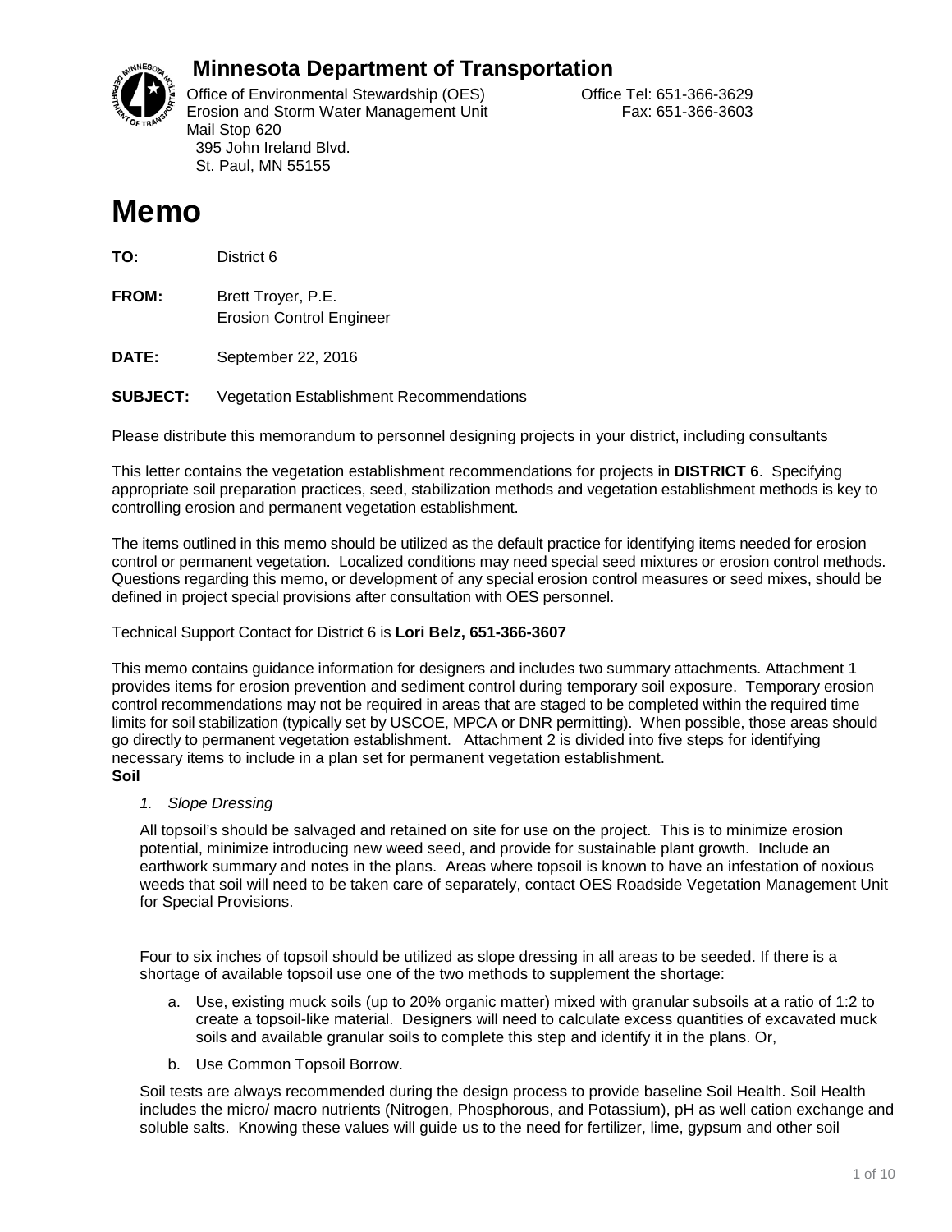# Minnesota Department of Transportation

Office of Environmental Stewardship (OES)
Erosion and Storm Water Management Unit
Mail Stop 620
395 John Ireland Blvd.
St. Paul, MN 55155

Office Tel: 651-366-3629
Fax: 651-366-3603

# Memo

**TO:** District 6

**FROM:** Brett Troyer, P.E.
Erosion Control Engineer

**DATE:** September 22, 2016

**SUBJECT:** Vegetation Establishment Recommendations

Please distribute this memorandum to personnel designing projects in your district, including consultants

This letter contains the vegetation establishment recommendations for projects in **DISTRICT 6**. Specifying appropriate soil preparation practices, seed, stabilization methods and vegetation establishment methods is key to controlling erosion and permanent vegetation establishment.

The items outlined in this memo should be utilized as the default practice for identifying items needed for erosion control or permanent vegetation. Localized conditions may need special seed mixtures or erosion control methods. Questions regarding this memo, or development of any special erosion control measures or seed mixes, should be defined in project special provisions after consultation with OES personnel.

Technical Support Contact for District 6 is **Lori Belz, 651-366-3607**

This memo contains guidance information for designers and includes two summary attachments. Attachment 1 provides items for erosion prevention and sediment control during temporary soil exposure. Temporary erosion control recommendations may not be required in areas that are staged to be completed within the required time limits for soil stabilization (typically set by USCOE, MPCA or DNR permitting). When possible, those areas should go directly to permanent vegetation establishment. Attachment 2 is divided into five steps for identifying necessary items to include in a plan set for permanent vegetation establishment.

**Soil**

1. *Slope Dressing*

All topsoil's should be salvaged and retained on site for use on the project. This is to minimize erosion potential, minimize introducing new weed seed, and provide for sustainable plant growth. Include an earthwork summary and notes in the plans. Areas where topsoil is known to have an infestation of noxious weeds that soil will need to be taken care of separately, contact OES Roadside Vegetation Management Unit for Special Provisions.

Four to six inches of topsoil should be utilized as slope dressing in all areas to be seeded. If there is a shortage of available topsoil use one of the two methods to supplement the shortage:

a. Use, existing muck soils (up to 20% organic matter) mixed with granular subsoils at a ratio of 1:2 to create a topsoil-like material. Designers will need to calculate excess quantities of excavated muck soils and available granular soils to complete this step and identify it in the plans. Or,

b. Use Common Topsoil Borrow.

Soil tests are always recommended during the design process to provide baseline Soil Health. Soil Health includes the micro/ macro nutrients (Nitrogen, Phosphorous, and Potassium), pH as well cation exchange and soluble salts. Knowing these values will guide us to the need for fertilizer, lime, gypsum and other soil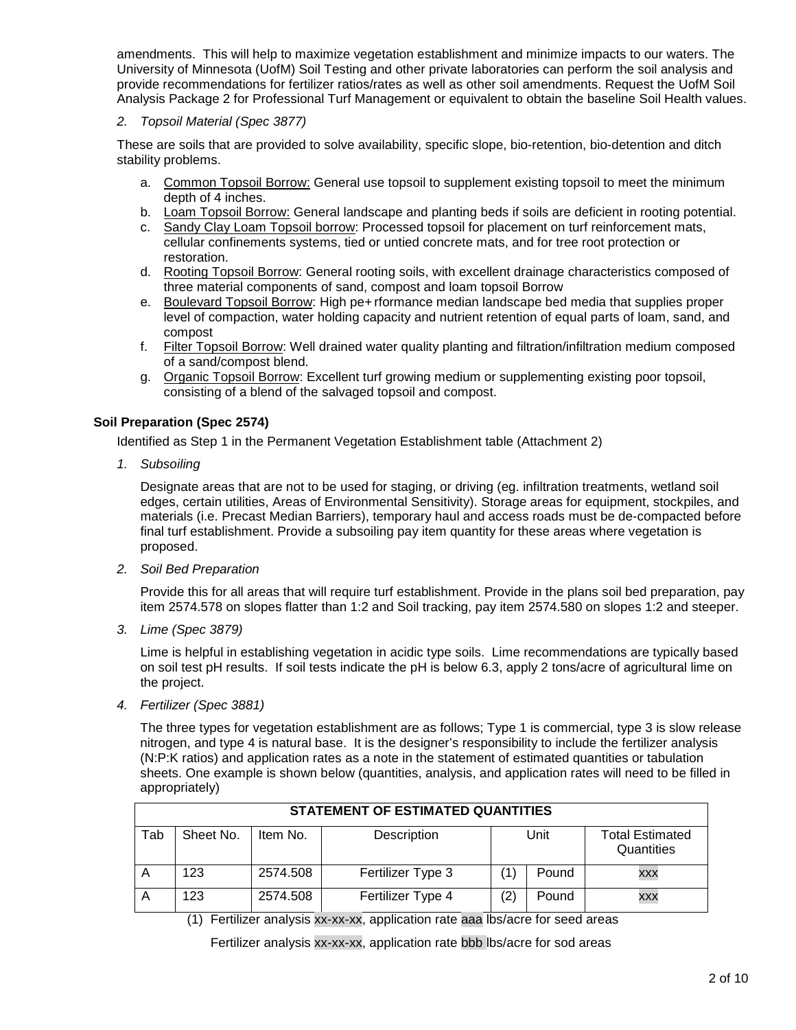amendments. This will help to maximize vegetation establishment and minimize impacts to our waters. The University of Minnesota (UofM) Soil Testing and other private laboratories can perform the soil analysis and provide recommendations for fertilizer ratios/rates as well as other soil amendments. Request the UofM Soil Analysis Package 2 for Professional Turf Management or equivalent to obtain the baseline Soil Health values.

*2. Topsoil Material (Spec 3877)*

These are soils that are provided to solve availability, specific slope, bio-retention, bio-detention and ditch stability problems.

a. Common Topsoil Borrow: General use topsoil to supplement existing topsoil to meet the minimum depth of 4 inches.
b. Loam Topsoil Borrow: General landscape and planting beds if soils are deficient in rooting potential.
c. Sandy Clay Loam Topsoil borrow: Processed topsoil for placement on turf reinforcement mats, cellular confinements systems, tied or untied concrete mats, and for tree root protection or restoration.
d. Rooting Topsoil Borrow: General rooting soils, with excellent drainage characteristics composed of three material components of sand, compost and loam topsoil Borrow
e. Boulevard Topsoil Borrow: High pe+ rformance median landscape bed media that supplies proper level of compaction, water holding capacity and nutrient retention of equal parts of loam, sand, and compost
f. Filter Topsoil Borrow: Well drained water quality planting and filtration/infiltration medium composed of a sand/compost blend.
g. Organic Topsoil Borrow: Excellent turf growing medium or supplementing existing poor topsoil, consisting of a blend of the salvaged topsoil and compost.

**Soil Preparation (Spec 2574)**

Identified as Step 1 in the Permanent Vegetation Establishment table (Attachment 2)

*1. Subsoiling*

Designate areas that are not to be used for staging, or driving (eg. infiltration treatments, wetland soil edges, certain utilities, Areas of Environmental Sensitivity). Storage areas for equipment, stockpiles, and materials (i.e. Precast Median Barriers), temporary haul and access roads must be de-compacted before final turf establishment. Provide a subsoiling pay item quantity for these areas where vegetation is proposed.

*2. Soil Bed Preparation*

Provide this for all areas that will require turf establishment. Provide in the plans soil bed preparation, pay item 2574.578 on slopes flatter than 1:2 and Soil tracking, pay item 2574.580 on slopes 1:2 and steeper.

*3. Lime (Spec 3879)*

Lime is helpful in establishing vegetation in acidic type soils. Lime recommendations are typically based on soil test pH results. If soil tests indicate the pH is below 6.3, apply 2 tons/acre of agricultural lime on the project.

*4. Fertilizer (Spec 3881)*

The three types for vegetation establishment are as follows; Type 1 is commercial, type 3 is slow release nitrogen, and type 4 is natural base. It is the designer's responsibility to include the fertilizer analysis (N:P:K ratios) and application rates as a note in the statement of estimated quantities or tabulation sheets. One example is shown below (quantities, analysis, and application rates will need to be filled in appropriately)

| STATEMENT OF ESTIMATED QUANTITIES | | | | | | |
|---|---|---|---|---|---|---|
| Tab | Sheet No. | Item No. | Description | Unit | | Total Estimated Quantities |
| A | 123 | 2574.508 | Fertilizer Type 3 | (1) | Pound | xxx |
| A | 123 | 2574.508 | Fertilizer Type 4 | (2) | Pound | xxx |

(1) Fertilizer analysis xx-xx-xx, application rate aaa lbs/acre for seed areas

Fertilizer analysis xx-xx-xx, application rate bbb lbs/acre for sod areas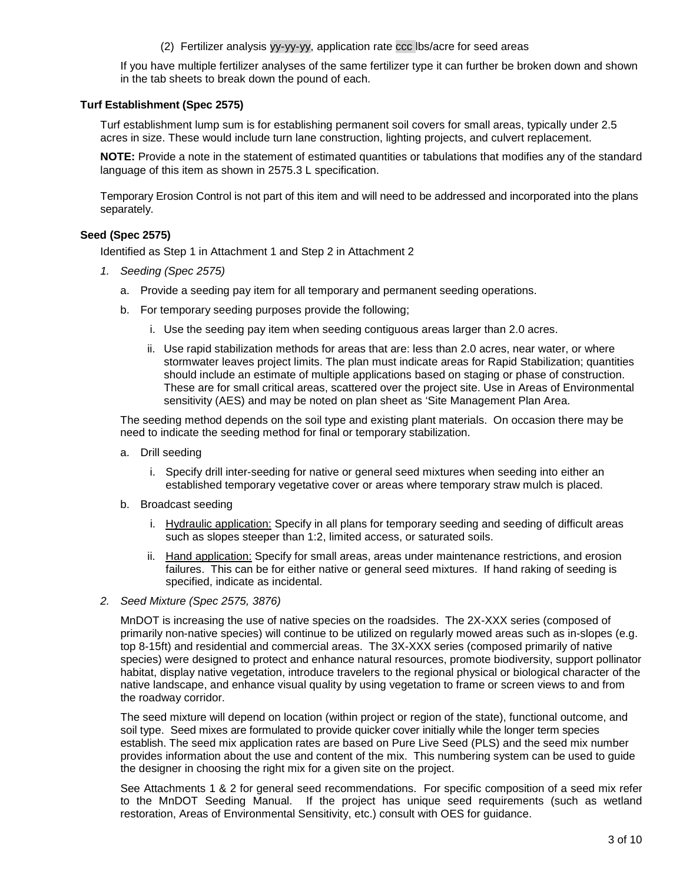(2) Fertilizer analysis yy-yy-yy, application rate ccc lbs/acre for seed areas

If you have multiple fertilizer analyses of the same fertilizer type it can further be broken down and shown in the tab sheets to break down the pound of each.

**Turf Establishment (Spec 2575)**

Turf establishment lump sum is for establishing permanent soil covers for small areas, typically under 2.5 acres in size. These would include turn lane construction, lighting projects, and culvert replacement.

**NOTE:** Provide a note in the statement of estimated quantities or tabulations that modifies any of the standard language of this item as shown in 2575.3 L specification.

Temporary Erosion Control is not part of this item and will need to be addressed and incorporated into the plans separately.

**Seed (Spec 2575)**

Identified as Step 1 in Attachment 1 and Step 2 in Attachment 2

*1. Seeding (Spec 2575)*

a. Provide a seeding pay item for all temporary and permanent seeding operations.

b. For temporary seeding purposes provide the following;

i. Use the seeding pay item when seeding contiguous areas larger than 2.0 acres.

ii. Use rapid stabilization methods for areas that are: less than 2.0 acres, near water, or where stormwater leaves project limits. The plan must indicate areas for Rapid Stabilization; quantities should include an estimate of multiple applications based on staging or phase of construction. These are for small critical areas, scattered over the project site. Use in Areas of Environmental sensitivity (AES) and may be noted on plan sheet as 'Site Management Plan Area.

The seeding method depends on the soil type and existing plant materials. On occasion there may be need to indicate the seeding method for final or temporary stabilization.

a. Drill seeding

i. Specify drill inter-seeding for native or general seed mixtures when seeding into either an established temporary vegetative cover or areas where temporary straw mulch is placed.

b. Broadcast seeding

i. Hydraulic application: Specify in all plans for temporary seeding and seeding of difficult areas such as slopes steeper than 1:2, limited access, or saturated soils.

ii. Hand application: Specify for small areas, areas under maintenance restrictions, and erosion failures. This can be for either native or general seed mixtures. If hand raking of seeding is specified, indicate as incidental.

*2. Seed Mixture (Spec 2575, 3876)*

MnDOT is increasing the use of native species on the roadsides. The 2X-XXX series (composed of primarily non-native species) will continue to be utilized on regularly mowed areas such as in-slopes (e.g. top 8-15ft) and residential and commercial areas. The 3X-XXX series (composed primarily of native species) were designed to protect and enhance natural resources, promote biodiversity, support pollinator habitat, display native vegetation, introduce travelers to the regional physical or biological character of the native landscape, and enhance visual quality by using vegetation to frame or screen views to and from the roadway corridor.

The seed mixture will depend on location (within project or region of the state), functional outcome, and soil type. Seed mixes are formulated to provide quicker cover initially while the longer term species establish. The seed mix application rates are based on Pure Live Seed (PLS) and the seed mix number provides information about the use and content of the mix. This numbering system can be used to guide the designer in choosing the right mix for a given site on the project.

See Attachments 1 & 2 for general seed recommendations. For specific composition of a seed mix refer to the MnDOT Seeding Manual. If the project has unique seed requirements (such as wetland restoration, Areas of Environmental Sensitivity, etc.) consult with OES for guidance.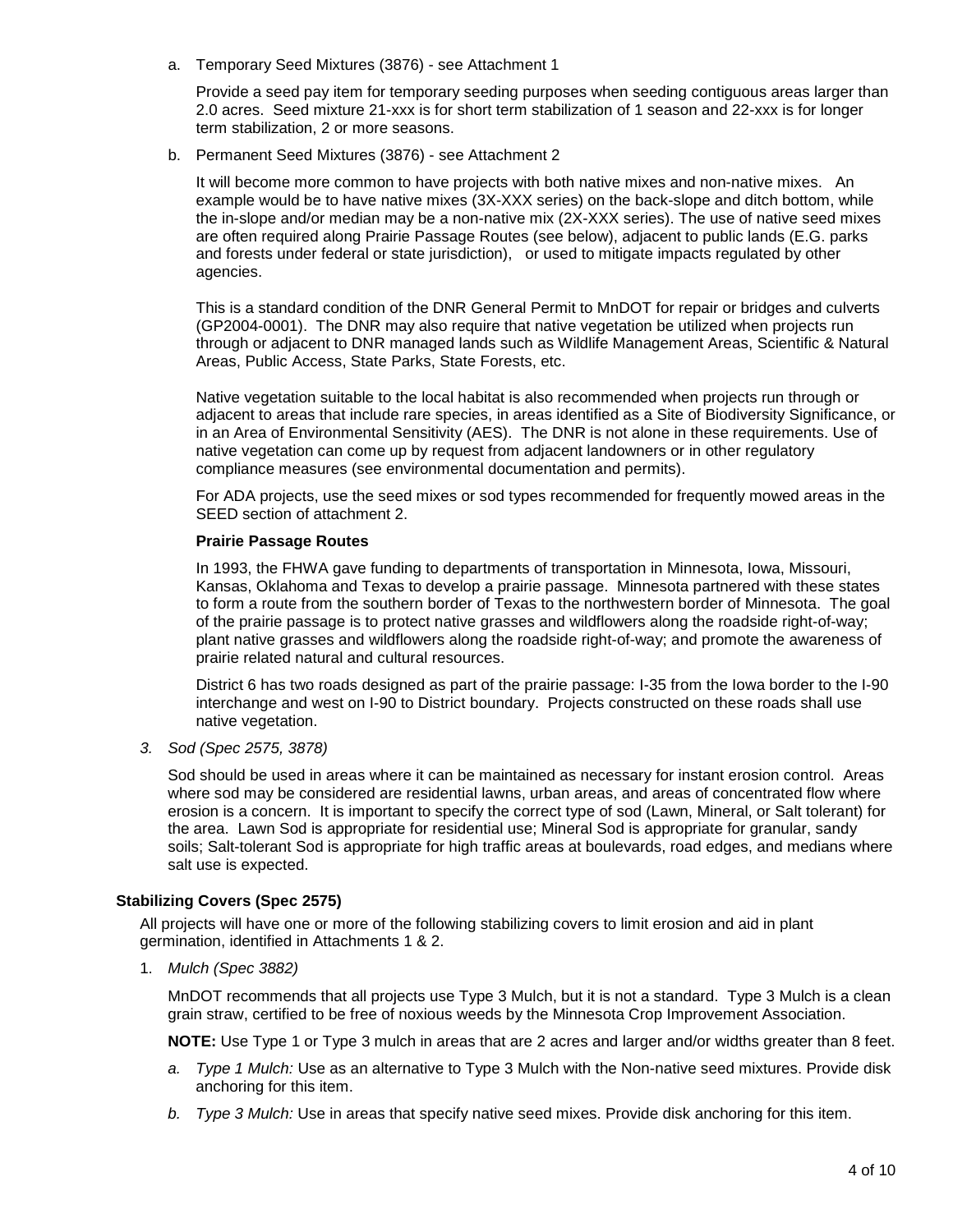a. Temporary Seed Mixtures (3876) - see Attachment 1

   Provide a seed pay item for temporary seeding purposes when seeding contiguous areas larger than 2.0 acres. Seed mixture 21-xxx is for short term stabilization of 1 season and 22-xxx is for longer term stabilization, 2 or more seasons.

b. Permanent Seed Mixtures (3876) - see Attachment 2

   It will become more common to have projects with both native mixes and non-native mixes. An example would be to have native mixes (3X-XXX series) on the back-slope and ditch bottom, while the in-slope and/or median may be a non-native mix (2X-XXX series). The use of native seed mixes are often required along Prairie Passage Routes (see below), adjacent to public lands (E.G. parks and forests under federal or state jurisdiction), or used to mitigate impacts regulated by other agencies.

   This is a standard condition of the DNR General Permit to MnDOT for repair or bridges and culverts (GP2004-0001). The DNR may also require that native vegetation be utilized when projects run through or adjacent to DNR managed lands such as Wildlife Management Areas, Scientific & Natural Areas, Public Access, State Parks, State Forests, etc.

   Native vegetation suitable to the local habitat is also recommended when projects run through or adjacent to areas that include rare species, in areas identified as a Site of Biodiversity Significance, or in an Area of Environmental Sensitivity (AES). The DNR is not alone in these requirements. Use of native vegetation can come up by request from adjacent landowners or in other regulatory compliance measures (see environmental documentation and permits).

   For ADA projects, use the seed mixes or sod types recommended for frequently mowed areas in the SEED section of attachment 2.

   **Prairie Passage Routes**

   In 1993, the FHWA gave funding to departments of transportation in Minnesota, Iowa, Missouri, Kansas, Oklahoma and Texas to develop a prairie passage. Minnesota partnered with these states to form a route from the southern border of Texas to the northwestern border of Minnesota. The goal of the prairie passage is to protect native grasses and wildflowers along the roadside right-of-way; plant native grasses and wildflowers along the roadside right-of-way; and promote the awareness of prairie related natural and cultural resources.

   District 6 has two roads designed as part of the prairie passage: I-35 from the Iowa border to the I-90 interchange and west on I-90 to District boundary. Projects constructed on these roads shall use native vegetation.

3. *Sod (Spec 2575, 3878)*

   Sod should be used in areas where it can be maintained as necessary for instant erosion control. Areas where sod may be considered are residential lawns, urban areas, and areas of concentrated flow where erosion is a concern. It is important to specify the correct type of sod (Lawn, Mineral, or Salt tolerant) for the area. Lawn Sod is appropriate for residential use; Mineral Sod is appropriate for granular, sandy soils; Salt-tolerant Sod is appropriate for high traffic areas at boulevards, road edges, and medians where salt use is expected.

**Stabilizing Covers (Spec 2575)**

All projects will have one or more of the following stabilizing covers to limit erosion and aid in plant germination, identified in Attachments 1 & 2.

1. *Mulch (Spec 3882)*

   MnDOT recommends that all projects use Type 3 Mulch, but it is not a standard. Type 3 Mulch is a clean grain straw, certified to be free of noxious weeds by the Minnesota Crop Improvement Association.

   **NOTE:** Use Type 1 or Type 3 mulch in areas that are 2 acres and larger and/or widths greater than 8 feet.

   a. *Type 1 Mulch:* Use as an alternative to Type 3 Mulch with the Non-native seed mixtures. Provide disk anchoring for this item.

   b. *Type 3 Mulch:* Use in areas that specify native seed mixes. Provide disk anchoring for this item.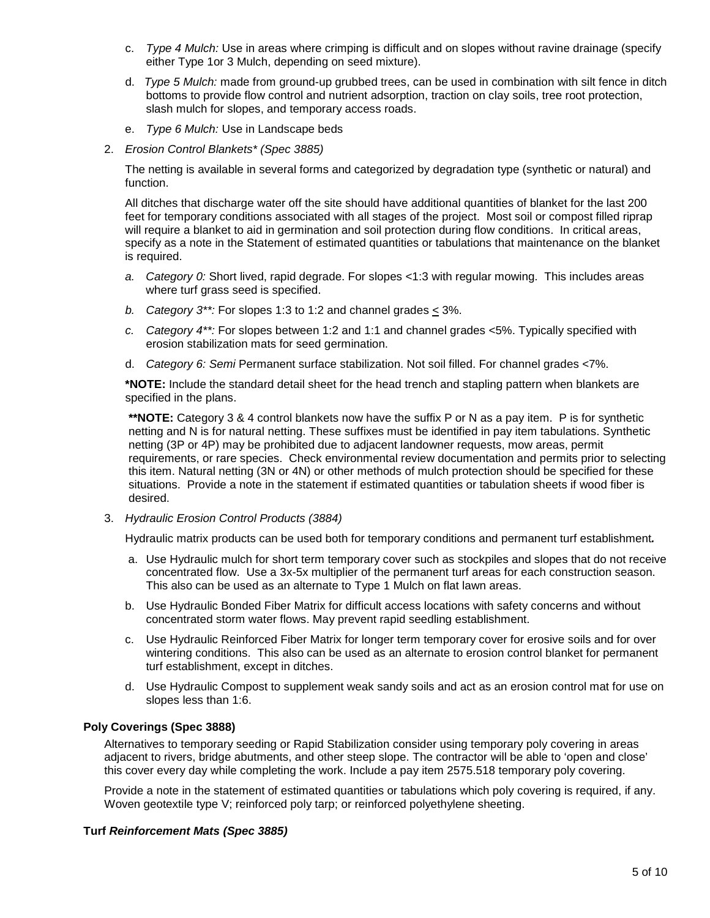c. *Type 4 Mulch:* Use in areas where crimping is difficult and on slopes without ravine drainage (specify either Type 1or 3 Mulch, depending on seed mixture).

d. *Type 5 Mulch:* made from ground-up grubbed trees, can be used in combination with silt fence in ditch bottoms to provide flow control and nutrient adsorption, traction on clay soils, tree root protection, slash mulch for slopes, and temporary access roads.

e. *Type 6 Mulch:* Use in Landscape beds

2. *Erosion Control Blankets* (Spec 3885)*

The netting is available in several forms and categorized by degradation type (synthetic or natural) and function.

All ditches that discharge water off the site should have additional quantities of blanket for the last 200 feet for temporary conditions associated with all stages of the project. Most soil or compost filled riprap will require a blanket to aid in germination and soil protection during flow conditions. In critical areas, specify as a note in the Statement of estimated quantities or tabulations that maintenance on the blanket is required.

*a. Category 0:* Short lived, rapid degrade. For slopes <1:3 with regular mowing. This includes areas where turf grass seed is specified.

*b. Category 3**:* For slopes 1:3 to 1:2 and channel grades ≤ 3%.

*c. Category 4**:* For slopes between 1:2 and 1:1 and channel grades <5%. Typically specified with erosion stabilization mats for seed germination.

d. *Category 6: Semi* Permanent surface stabilization. Not soil filled. For channel grades <7%.

**\*NOTE:** Include the standard detail sheet for the head trench and stapling pattern when blankets are specified in the plans.

**\*\*NOTE:** Category 3 & 4 control blankets now have the suffix P or N as a pay item. P is for synthetic netting and N is for natural netting. These suffixes must be identified in pay item tabulations. Synthetic netting (3P or 4P) may be prohibited due to adjacent landowner requests, mow areas, permit requirements, or rare species. Check environmental review documentation and permits prior to selecting this item. Natural netting (3N or 4N) or other methods of mulch protection should be specified for these situations. Provide a note in the statement if estimated quantities or tabulation sheets if wood fiber is desired.

3. *Hydraulic Erosion Control Products (3884)*

Hydraulic matrix products can be used both for temporary conditions and permanent turf establishment***.***

a. Use Hydraulic mulch for short term temporary cover such as stockpiles and slopes that do not receive concentrated flow. Use a 3x-5x multiplier of the permanent turf areas for each construction season. This also can be used as an alternate to Type 1 Mulch on flat lawn areas.

b. Use Hydraulic Bonded Fiber Matrix for difficult access locations with safety concerns and without concentrated storm water flows. May prevent rapid seedling establishment.

c. Use Hydraulic Reinforced Fiber Matrix for longer term temporary cover for erosive soils and for over wintering conditions. This also can be used as an alternate to erosion control blanket for permanent turf establishment, except in ditches.

d. Use Hydraulic Compost to supplement weak sandy soils and act as an erosion control mat for use on slopes less than 1:6.

**Poly Coverings (Spec 3888)**

Alternatives to temporary seeding or Rapid Stabilization consider using temporary poly covering in areas adjacent to rivers, bridge abutments, and other steep slope. The contractor will be able to 'open and close' this cover every day while completing the work. Include a pay item 2575.518 temporary poly covering.

Provide a note in the statement of estimated quantities or tabulations which poly covering is required, if any. Woven geotextile type V; reinforced poly tarp; or reinforced polyethylene sheeting.

**Turf *Reinforcement Mats (Spec 3885)***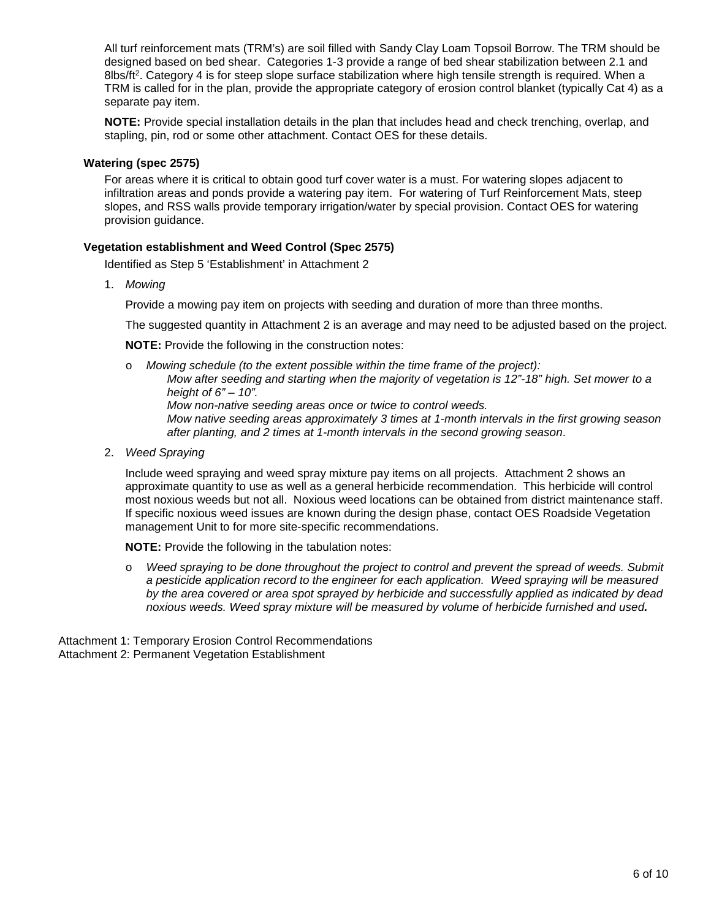All turf reinforcement mats (TRM's) are soil filled with Sandy Clay Loam Topsoil Borrow. The TRM should be designed based on bed shear. Categories 1-3 provide a range of bed shear stabilization between 2.1 and 8lbs/ft$^2$. Category 4 is for steep slope surface stabilization where high tensile strength is required. When a TRM is called for in the plan, provide the appropriate category of erosion control blanket (typically Cat 4) as a separate pay item.

**NOTE:** Provide special installation details in the plan that includes head and check trenching, overlap, and stapling, pin, rod or some other attachment. Contact OES for these details.

### Watering (spec 2575)

For areas where it is critical to obtain good turf cover water is a must. For watering slopes adjacent to infiltration areas and ponds provide a watering pay item. For watering of Turf Reinforcement Mats, steep slopes, and RSS walls provide temporary irrigation/water by special provision. Contact OES for watering provision guidance.

### Vegetation establishment and Weed Control (Spec 2575)

Identified as Step 5 'Establishment' in Attachment 2

1. *Mowing*

   Provide a mowing pay item on projects with seeding and duration of more than three months.

   The suggested quantity in Attachment 2 is an average and may need to be adjusted based on the project.

   **NOTE:** Provide the following in the construction notes:

   - *Mowing schedule (to the extent possible within the time frame of the project):*
     *Mow after seeding and starting when the majority of vegetation is 12"-18" high. Set mower to a height of 6" – 10".*
     *Mow non-native seeding areas once or twice to control weeds.*
     *Mow native seeding areas approximately 3 times at 1-month intervals in the first growing season after planting, and 2 times at 1-month intervals in the second growing season*.

2. *Weed Spraying*

   Include weed spraying and weed spray mixture pay items on all projects. Attachment 2 shows an approximate quantity to use as well as a general herbicide recommendation. This herbicide will control most noxious weeds but not all. Noxious weed locations can be obtained from district maintenance staff. If specific noxious weed issues are known during the design phase, contact OES Roadside Vegetation management Unit to for more site-specific recommendations.

   **NOTE:** Provide the following in the tabulation notes:

   - *Weed spraying to be done throughout the project to control and prevent the spread of weeds. Submit a pesticide application record to the engineer for each application. Weed spraying will be measured by the area covered or area spot sprayed by herbicide and successfully applied as indicated by dead noxious weeds. Weed spray mixture will be measured by volume of herbicide furnished and used.*

Attachment 1: Temporary Erosion Control Recommendations
Attachment 2: Permanent Vegetation Establishment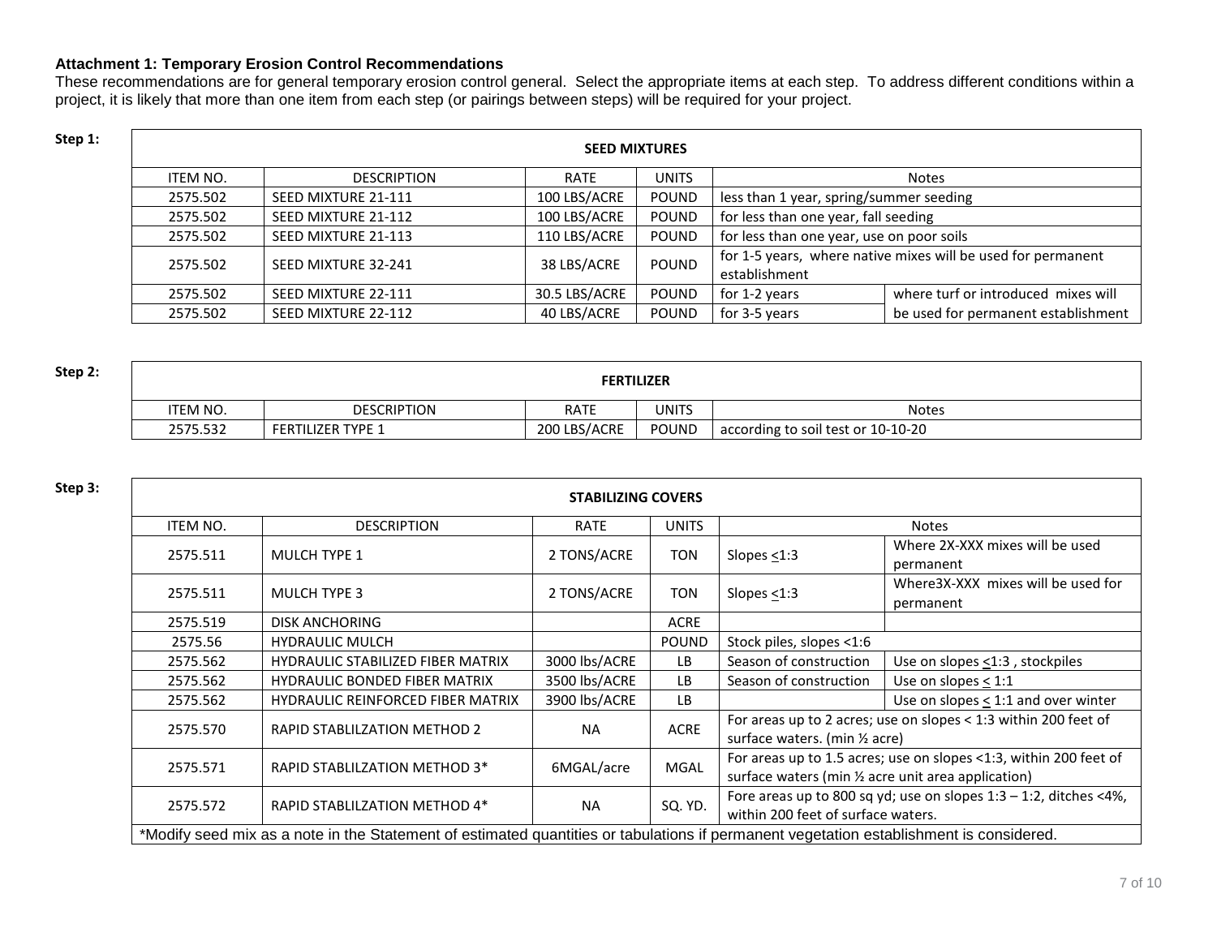**Attachment 1: Temporary Erosion Control Recommendations**

These recommendations are for general temporary erosion control general. Select the appropriate items at each step. To address different conditions within a project, it is likely that more than one item from each step (or pairings between steps) will be required for your project.

**Step 1:**

| SEED MIXTURES | | | | | |
|---|---|---|---|---|---|
| ITEM NO. | DESCRIPTION | RATE | UNITS | Notes | |
| 2575.502 | SEED MIXTURE 21-111 | 100 LBS/ACRE | POUND | less than 1 year, spring/summer seeding | |
| 2575.502 | SEED MIXTURE 21-112 | 100 LBS/ACRE | POUND | for less than one year, fall seeding | |
| 2575.502 | SEED MIXTURE 21-113 | 110 LBS/ACRE | POUND | for less than one year, use on poor soils | |
| 2575.502 | SEED MIXTURE 32-241 | 38 LBS/ACRE | POUND | for 1-5 years, where native mixes will be used for permanent establishment | |
| 2575.502 | SEED MIXTURE 22-111 | 30.5 LBS/ACRE | POUND | for 1-2 years | where turf or introduced mixes will be used for permanent establishment |
| 2575.502 | SEED MIXTURE 22-112 | 40 LBS/ACRE | POUND | for 3-5 years | |

**Step 2:**

| FERTILIZER | | | | |
|---|---|---|---|---|
| ITEM NO. | DESCRIPTION | RATE | UNITS | Notes |
| 2575.532 | FERTILIZER TYPE 1 | 200 LBS/ACRE | POUND | according to soil test or 10-10-20 |

**Step 3:**

| STABILIZING COVERS | | | | | |
|---|---|---|---|---|---|
| ITEM NO. | DESCRIPTION | RATE | UNITS | Notes | |
| 2575.511 | MULCH TYPE 1 | 2 TONS/ACRE | TON | Slopes ≤1:3 | Where 2X-XXX mixes will be used permanent |
| 2575.511 | MULCH TYPE 3 | 2 TONS/ACRE | TON | Slopes ≤1:3 | Where3X-XXX mixes will be used for permanent |
| 2575.519 | DISK ANCHORING | | ACRE | | |
| 2575.56 | HYDRAULIC MULCH | | POUND | Stock piles, slopes <1:6 | |
| 2575.562 | HYDRAULIC STABILIZED FIBER MATRIX | 3000 lbs/ACRE | LB | Season of construction | Use on slopes ≤1:3 , stockpiles |
| 2575.562 | HYDRAULIC BONDED FIBER MATRIX | 3500 lbs/ACRE | LB | Season of construction | Use on slopes ≤ 1:1 |
| 2575.562 | HYDRAULIC REINFORCED FIBER MATRIX | 3900 lbs/ACRE | LB | | Use on slopes ≤ 1:1 and over winter |
| 2575.570 | RAPID STABLILZATION METHOD 2 | NA | ACRE | For areas up to 2 acres; use on slopes < 1:3 within 200 feet of surface waters. (min ½ acre) | |
| 2575.571 | RAPID STABLILZATION METHOD 3* | 6MGAL/acre | MGAL | For areas up to 1.5 acres; use on slopes <1:3, within 200 feet of surface waters (min ½ acre unit area application) | |
| 2575.572 | RAPID STABLILZATION METHOD 4* | NA | SQ. YD. | Fore areas up to 800 sq yd; use on slopes 1:3 – 1:2, ditches <4%, within 200 feet of surface waters. | |

*Modify seed mix as a note in the Statement of estimated quantities or tabulations if permanent vegetation establishment is considered.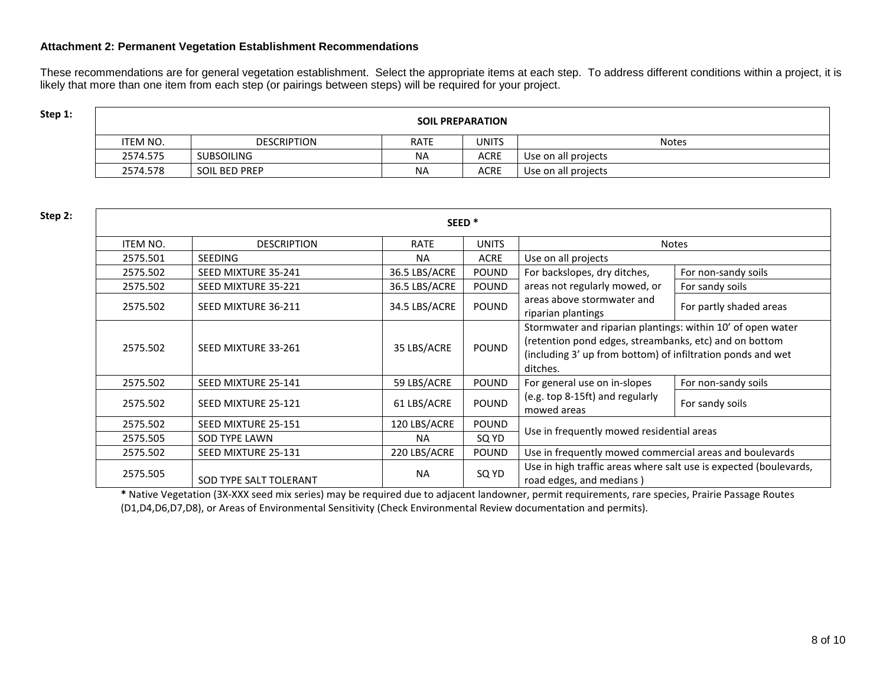**Attachment 2: Permanent Vegetation Establishment Recommendations**

These recommendations are for general vegetation establishment. Select the appropriate items at each step. To address different conditions within a project, it is likely that more than one item from each step (or pairings between steps) will be required for your project.

**Step 1:**

| SOIL PREPARATION | | | | |
|---|---|---|---|---|
| ITEM NO. | DESCRIPTION | RATE | UNITS | Notes |
| 2574.575 | SUBSOILING | NA | ACRE | Use on all projects |
| 2574.578 | SOIL BED PREP | NA | ACRE | Use on all projects |

**Step 2:**

| SEED * | | | | | |
|---|---|---|---|---|---|
| ITEM NO. | DESCRIPTION | RATE | UNITS | Notes | |
| 2575.501 | SEEDING | NA | ACRE | Use on all projects | |
| 2575.502 | SEED MIXTURE 35-241 | 36.5 LBS/ACRE | POUND | For backslopes, dry ditches, areas not regularly mowed, or areas above stormwater and riparian plantings | For non-sandy soils |
| 2575.502 | SEED MIXTURE 35-221 | 36.5 LBS/ACRE | POUND | | For sandy soils |
| 2575.502 | SEED MIXTURE 36-211 | 34.5 LBS/ACRE | POUND | | For partly shaded areas |
| 2575.502 | SEED MIXTURE 33-261 | 35 LBS/ACRE | POUND | Stormwater and riparian plantings: within 10' of open water (retention pond edges, streambanks, etc) and on bottom (including 3' up from bottom) of infiltration ponds and wet ditches. | |
| 2575.502 | SEED MIXTURE 25-141 | 59 LBS/ACRE | POUND | For general use on in-slopes (e.g. top 8-15ft) and regularly mowed areas | For non-sandy soils |
| 2575.502 | SEED MIXTURE 25-121 | 61 LBS/ACRE | POUND | | For sandy soils |
| 2575.502 | SEED MIXTURE 25-151 | 120 LBS/ACRE | POUND | Use in frequently mowed residential areas | |
| 2575.505 | SOD TYPE LAWN | NA | SQ YD | | |
| 2575.502 | SEED MIXTURE 25-131 | 220 LBS/ACRE | POUND | Use in frequently mowed commercial areas and boulevards | |
| 2575.505 | SOD TYPE SALT TOLERANT | NA | SQ YD | Use in high traffic areas where salt use is expected (boulevards, road edges, and medians ) | |

**\*** Native Vegetation (3X-XXX seed mix series) may be required due to adjacent landowner, permit requirements, rare species, Prairie Passage Routes (D1,D4,D6,D7,D8), or Areas of Environmental Sensitivity (Check Environmental Review documentation and permits).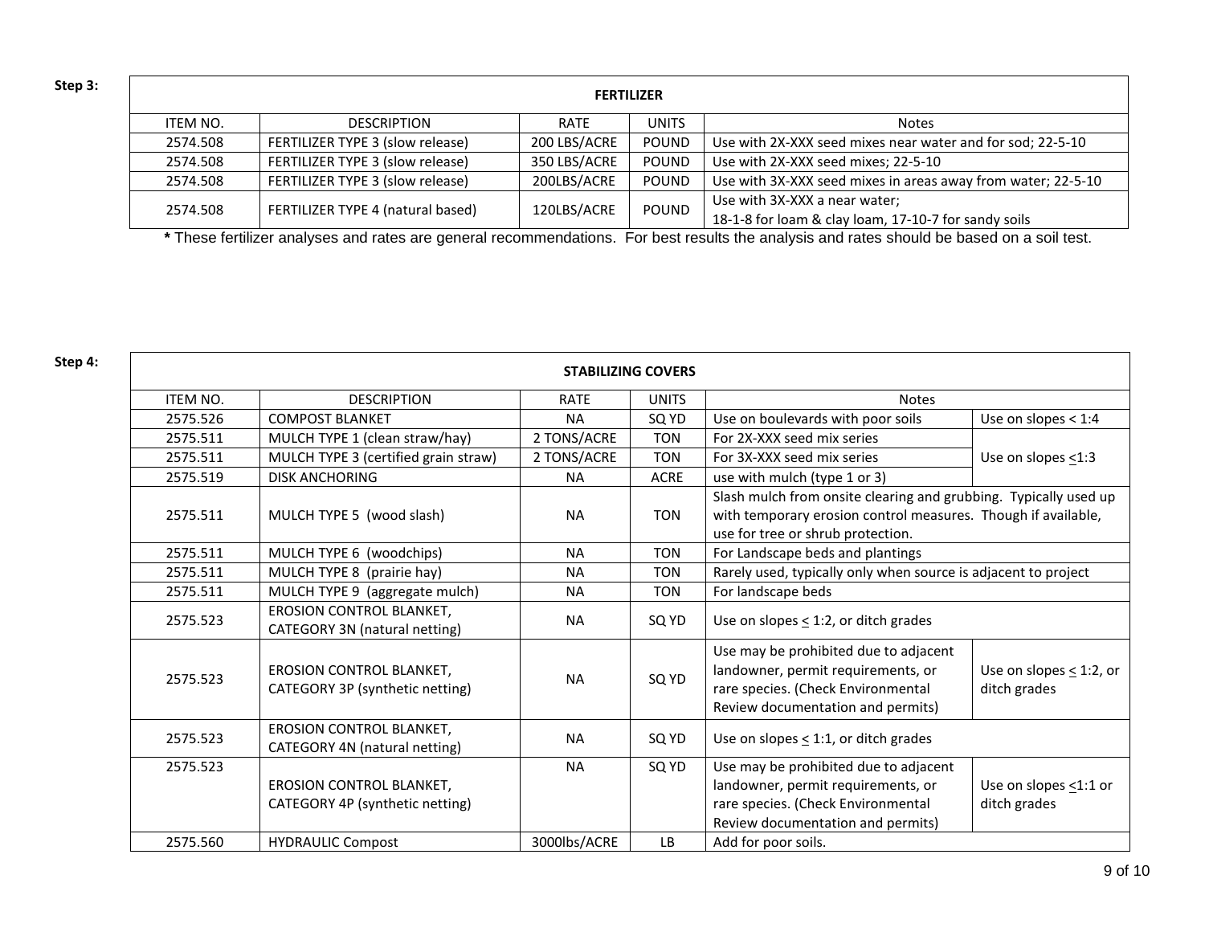**Step 3:**

| FERTILIZER | | | | |
|---|---|---|---|---|
| ITEM NO. | DESCRIPTION | RATE | UNITS | Notes |
| 2574.508 | FERTILIZER TYPE 3 (slow release) | 200 LBS/ACRE | POUND | Use with 2X-XXX seed mixes near water and for sod; 22-5-10 |
| 2574.508 | FERTILIZER TYPE 3 (slow release) | 350 LBS/ACRE | POUND | Use with 2X-XXX seed mixes; 22-5-10 |
| 2574.508 | FERTILIZER TYPE 3 (slow release) | 200LBS/ACRE | POUND | Use with 3X-XXX seed mixes in areas away from water; 22-5-10 |
| 2574.508 | FERTILIZER TYPE 4 (natural based) | 120LBS/ACRE | POUND | Use with 3X-XXX a near water; 18-1-8 for loam & clay loam, 17-10-7 for sandy soils |

**\*** These fertilizer analyses and rates are general recommendations. For best results the analysis and rates should be based on a soil test.

**Step 4:**

| STABILIZING COVERS | | | | | |
|---|---|---|---|---|---|
| ITEM NO. | DESCRIPTION | RATE | UNITS | Notes | |
| 2575.526 | COMPOST BLANKET | NA | SQ YD | Use on boulevards with poor soils | Use on slopes < 1:4 |
| 2575.511 | MULCH TYPE 1 (clean straw/hay) | 2 TONS/ACRE | TON | For 2X-XXX seed mix series | Use on slopes ≤1:3 |
| 2575.511 | MULCH TYPE 3 (certified grain straw) | 2 TONS/ACRE | TON | For 3X-XXX seed mix series | |
| 2575.519 | DISK ANCHORING | NA | ACRE | use with mulch (type 1 or 3) | |
| 2575.511 | MULCH TYPE 5 (wood slash) | NA | TON | Slash mulch from onsite clearing and grubbing. Typically used up with temporary erosion control measures. Though if available, use for tree or shrub protection. | |
| 2575.511 | MULCH TYPE 6 (woodchips) | NA | TON | For Landscape beds and plantings | |
| 2575.511 | MULCH TYPE 8 (prairie hay) | NA | TON | Rarely used, typically only when source is adjacent to project | |
| 2575.511 | MULCH TYPE 9 (aggregate mulch) | NA | TON | For landscape beds | |
| 2575.523 | EROSION CONTROL BLANKET, CATEGORY 3N (natural netting) | NA | SQ YD | Use on slopes ≤ 1:2, or ditch grades | |
| 2575.523 | EROSION CONTROL BLANKET, CATEGORY 3P (synthetic netting) | NA | SQ YD | Use may be prohibited due to adjacent landowner, permit requirements, or rare species. (Check Environmental Review documentation and permits) | Use on slopes ≤ 1:2, or ditch grades |
| 2575.523 | EROSION CONTROL BLANKET, CATEGORY 4N (natural netting) | NA | SQ YD | Use on slopes ≤ 1:1, or ditch grades | |
| 2575.523 | EROSION CONTROL BLANKET, CATEGORY 4P (synthetic netting) | NA | SQ YD | Use may be prohibited due to adjacent landowner, permit requirements, or rare species. (Check Environmental Review documentation and permits) | Use on slopes ≤1:1 or ditch grades |
| 2575.560 | HYDRAULIC Compost | 3000lbs/ACRE | LB | Add for poor soils. | |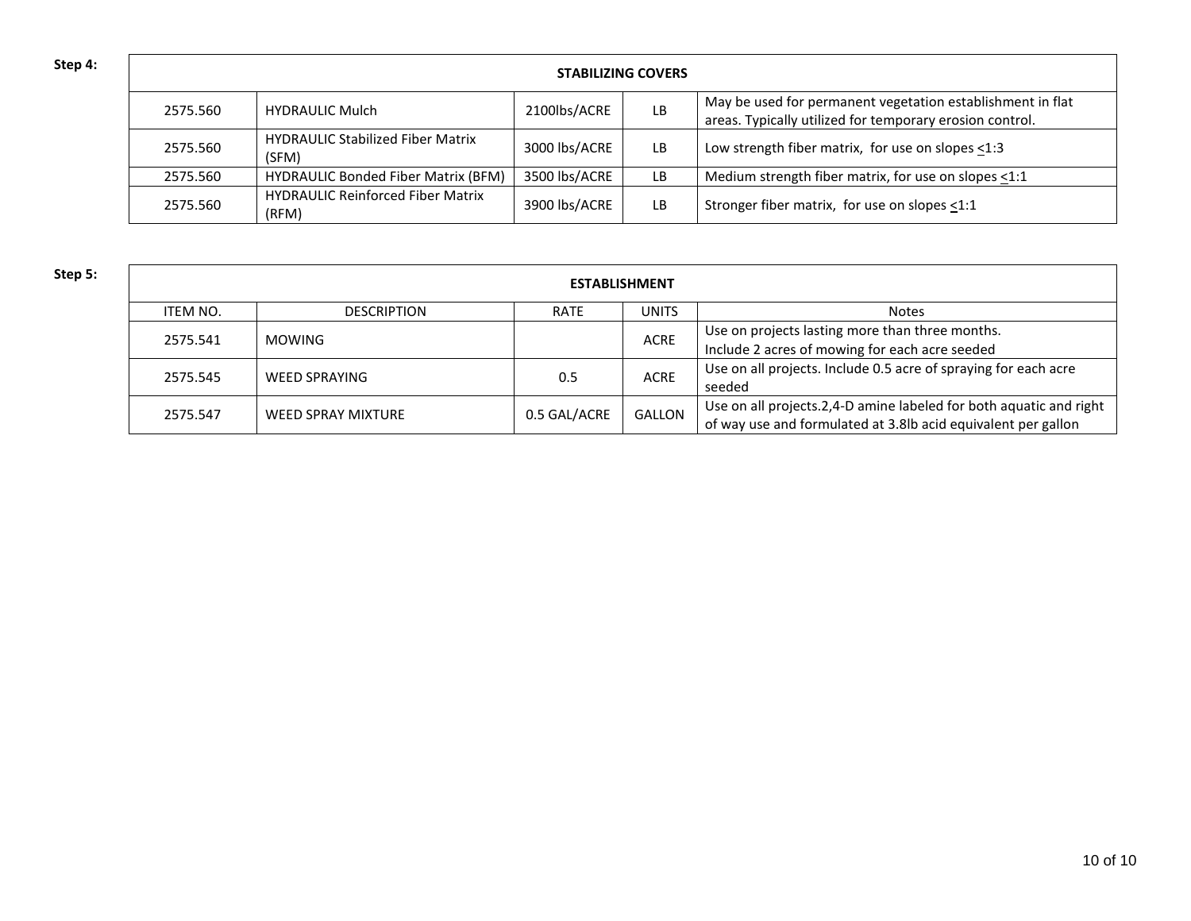**Step 4:**

| STABILIZING COVERS | | | | |
|---|---|---|---|---|
| 2575.560 | HYDRAULIC Mulch | 2100lbs/ACRE | LB | May be used for permanent vegetation establishment in flat areas. Typically utilized for temporary erosion control. |
| 2575.560 | HYDRAULIC Stabilized Fiber Matrix (SFM) | 3000 lbs/ACRE | LB | Low strength fiber matrix, for use on slopes ≤1:3 |
| 2575.560 | HYDRAULIC Bonded Fiber Matrix (BFM) | 3500 lbs/ACRE | LB | Medium strength fiber matrix, for use on slopes ≤1:1 |
| 2575.560 | HYDRAULIC Reinforced Fiber Matrix (RFM) | 3900 lbs/ACRE | LB | Stronger fiber matrix, for use on slopes ≤1:1 |

**Step 5:**

| ESTABLISHMENT | | | | |
|---|---|---|---|---|
| ITEM NO. | DESCRIPTION | RATE | UNITS | Notes |
| 2575.541 | MOWING | | ACRE | Use on projects lasting more than three months.<br>Include 2 acres of mowing for each acre seeded |
| 2575.545 | WEED SPRAYING | 0.5 | ACRE | Use on all projects. Include 0.5 acre of spraying for each acre seeded |
| 2575.547 | WEED SPRAY MIXTURE | 0.5 GAL/ACRE | GALLON | Use on all projects.2,4-D amine labeled for both aquatic and right of way use and formulated at 3.8lb acid equivalent per gallon |